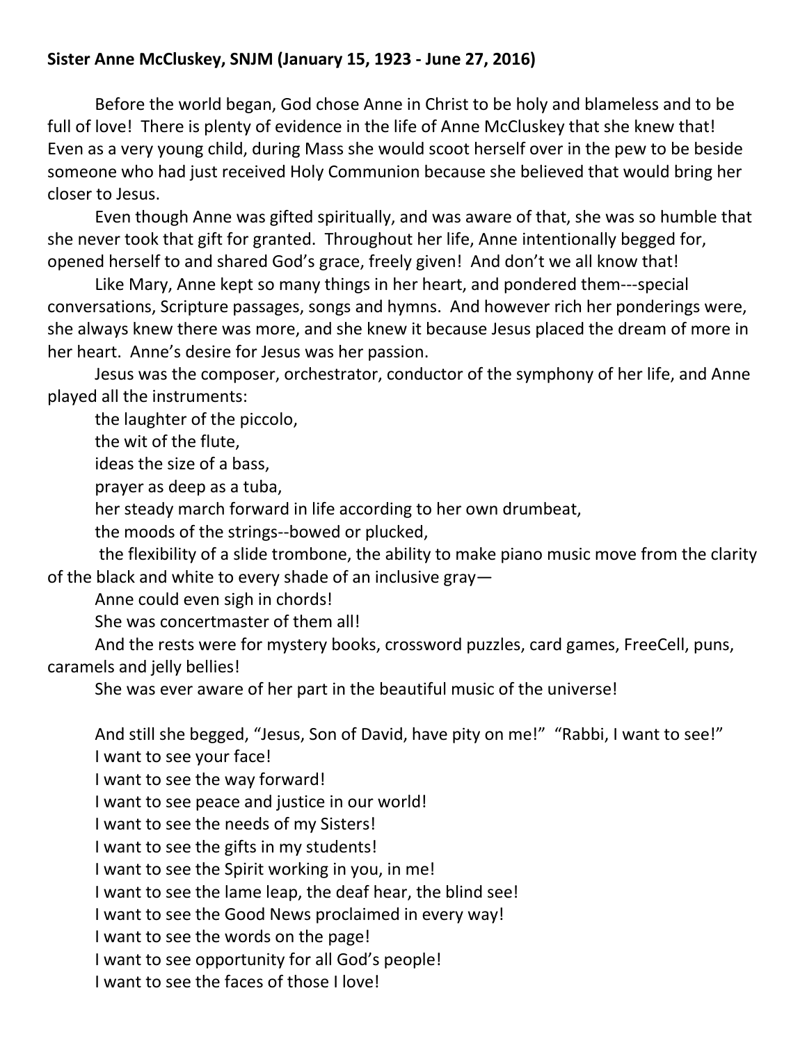**Sister Anne McCluskey, SNJM (January 15, 1923 - June 27, 2016)**

Before the world began, God chose Anne in Christ to be holy and blameless and to be full of love! There is plenty of evidence in the life of Anne McCluskey that she knew that! Even as a very young child, during Mass she would scoot herself over in the pew to be beside someone who had just received Holy Communion because she believed that would bring her closer to Jesus.

Even though Anne was gifted spiritually, and was aware of that, she was so humble that she never took that gift for granted. Throughout her life, Anne intentionally begged for, opened herself to and shared God's grace, freely given! And don't we all know that!

Like Mary, Anne kept so many things in her heart, and pondered them---special conversations, Scripture passages, songs and hymns. And however rich her ponderings were, she always knew there was more, and she knew it because Jesus placed the dream of more in her heart. Anne's desire for Jesus was her passion.

Jesus was the composer, orchestrator, conductor of the symphony of her life, and Anne played all the instruments:

the laughter of the piccolo,
the wit of the flute,
ideas the size of a bass,
prayer as deep as a tuba,
her steady march forward in life according to her own drumbeat,
the moods of the strings--bowed or plucked,
the flexibility of a slide trombone, the ability to make piano music move from the clarity of the black and white to every shade of an inclusive gray—
Anne could even sigh in chords!
She was concertmaster of them all!
And the rests were for mystery books, crossword puzzles, card games, FreeCell, puns, caramels and jelly bellies!
She was ever aware of her part in the beautiful music of the universe!

And still she begged, "Jesus, Son of David, have pity on me!" "Rabbi, I want to see!"
I want to see your face!
I want to see the way forward!
I want to see peace and justice in our world!
I want to see the needs of my Sisters!
I want to see the gifts in my students!
I want to see the Spirit working in you, in me!
I want to see the lame leap, the deaf hear, the blind see!
I want to see the Good News proclaimed in every way!
I want to see the words on the page!
I want to see opportunity for all God's people!
I want to see the faces of those I love!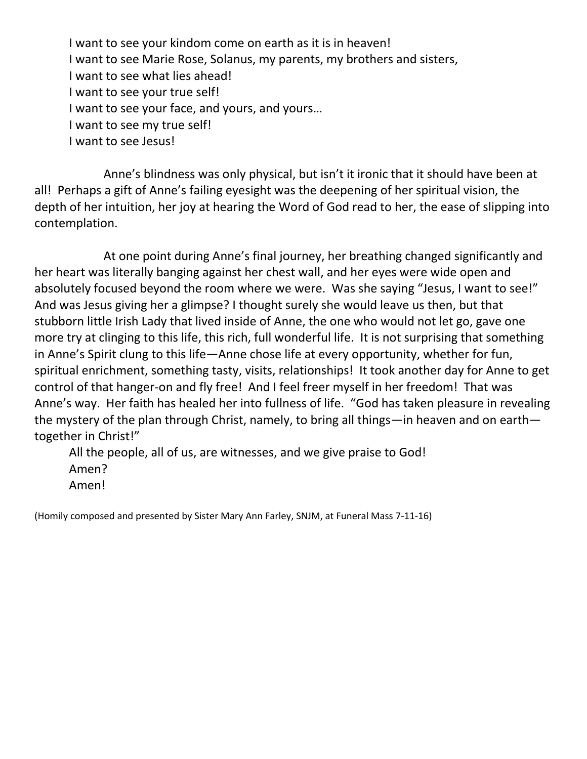I want to see your kindom come on earth as it is in heaven!
I want to see Marie Rose, Solanus, my parents, my brothers and sisters,
I want to see what lies ahead!
I want to see your true self!
I want to see your face, and yours, and yours…
I want to see my true self!
I want to see Jesus!

Anne's blindness was only physical, but isn't it ironic that it should have been at all! Perhaps a gift of Anne's failing eyesight was the deepening of her spiritual vision, the depth of her intuition, her joy at hearing the Word of God read to her, the ease of slipping into contemplation.

At one point during Anne's final journey, her breathing changed significantly and her heart was literally banging against her chest wall, and her eyes were wide open and absolutely focused beyond the room where we were. Was she saying "Jesus, I want to see!" And was Jesus giving her a glimpse? I thought surely she would leave us then, but that stubborn little Irish Lady that lived inside of Anne, the one who would not let go, gave one more try at clinging to this life, this rich, full wonderful life. It is not surprising that something in Anne's Spirit clung to this life—Anne chose life at every opportunity, whether for fun, spiritual enrichment, something tasty, visits, relationships! It took another day for Anne to get control of that hanger-on and fly free! And I feel freer myself in her freedom! That was Anne's way. Her faith has healed her into fullness of life. "God has taken pleasure in revealing the mystery of the plan through Christ, namely, to bring all things—in heaven and on earth—together in Christ!"

All the people, all of us, are witnesses, and we give praise to God!
Amen?
Amen!

(Homily composed and presented by Sister Mary Ann Farley, SNJM, at Funeral Mass 7-11-16)